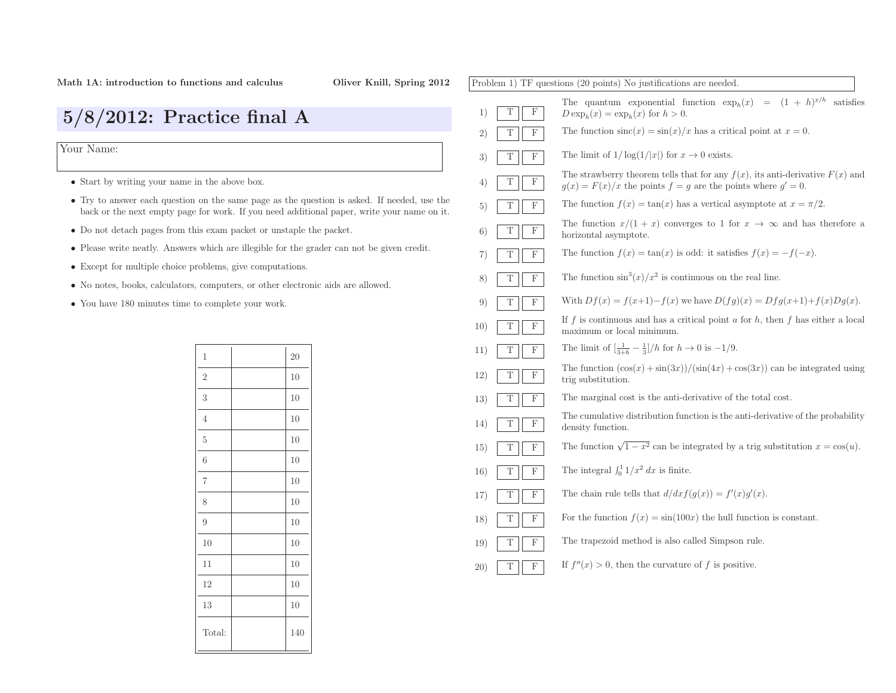Math 1A: introduction to functions and calculus — Oliver Knill, Spring 2012

# 5/8/2012: Practice final A

Your Name:

- Start by writing your name in the above box.
- Try to answer each question on the same page as the question is asked. If needed, use the back or the next empty page for work. If you need additional paper, write your name on it.
- Do not detach pages from this exam packet or unstaple the packet.
- Please write neatly. Answers which are illegible for the grader can not be given credit.
- Except for multiple choice problems, give computations.
- No notes, books, calculators, computers, or other electronic aids are allowed.
- You have 180 minutes time to complete your work.

| | | |
|---|---|---|
| 1 | | 20 |
| 2 | | 10 |
| 3 | | 10 |
| 4 | | 10 |
| 5 | | 10 |
| 6 | | 10 |
| 7 | | 10 |
| 8 | | 10 |
| 9 | | 10 |
| 10 | | 10 |
| 11 | | 10 |
| 12 | | 10 |
| 13 | | 10 |
| Total: | | 140 |

Problem 1) TF questions (20 points) No justifications are needed.

1) T F The quantum exponential function $\exp_h(x) = (1+h)^{x/h}$ satisfies $D\exp_h(x) = \exp_h(x)$ for $h > 0$.

2) T F The function $\text{sinc}(x) = \sin(x)/x$ has a critical point at $x = 0$.

3) T F The limit of $1/\log(1/|x|)$ for $x \to 0$ exists.

4) T F The strawberry theorem tells that for any $f(x)$, its anti-derivative $F(x)$ and $g(x) = F(x)/x$ the points $f = g$ are the points where $g' = 0$.

5) T F The function $f(x) = \tan(x)$ has a vertical asymptote at $x = \pi/2$.

6) T F The function $x/(1+x)$ converges to 1 for $x \to \infty$ and has therefore a horizontal asymptote.

7) T F The function $f(x) = \tan(x)$ is odd: it satisfies $f(x) = -f(-x)$.

8) T F The function $\sin^3(x)/x^2$ is continuous on the real line.

9) T F With $Df(x) = f(x+1) - f(x)$ we have $D(fg)(x) = Dfg(x+1) + f(x)Dg(x)$.

10) T F If $f$ is continuous and has a critical point $a$ for $h$, then $f$ has either a local maximum or local minimum.

11) T F The limit of $[\frac{1}{3+h} - \frac{1}{3}]/h$ for $h \to 0$ is $-1/9$.

12) T F The function $(\cos(x) + \sin(3x))/(\sin(4x) + \cos(3x))$ can be integrated using trig substitution.

13) T F The marginal cost is the anti-derivative of the total cost.

14) T F The cumulative distribution function is the anti-derivative of the probability density function.

15) T F The function $\sqrt{1-x^2}$ can be integrated by a trig substitution $x = \cos(u)$.

16) T F The integral $\int_0^1 1/x^2 \, dx$ is finite.

17) T F The chain rule tells that $d/dx f(g(x)) = f'(x)g'(x)$.

18) T F For the function $f(x) = \sin(100x)$ the hull function is constant.

19) T F The trapezoid method is also called Simpson rule.

20) T F If $f''(x) > 0$, then the curvature of $f$ is positive.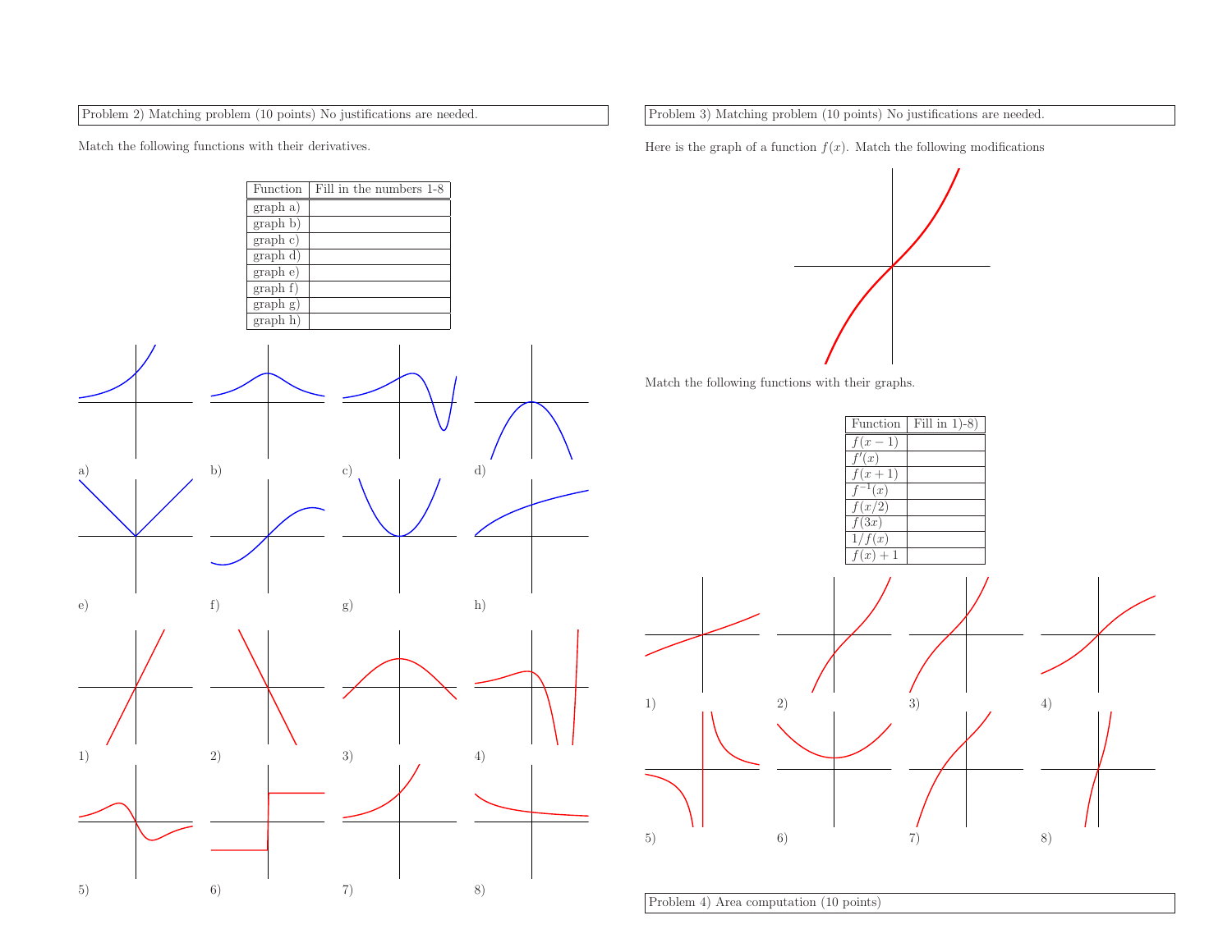Problem 2) Matching problem (10 points) No justifications are needed.

Match the following functions with their derivatives.

| Function | Fill in the numbers 1-8 |
|---|---|
| graph a) | |
| graph b) | |
| graph c) | |
| graph d) | |
| graph e) | |
| graph f) | |
| graph g) | |
| graph h) | |

a)

b)

c)

d)

e)

f)

g)

h)

1)

2)

3)

4)

5)

6)

7)

8)

Problem 3) Matching problem (10 points) No justifications are needed.

Here is the graph of a function $f(x)$. Match the following modifications

Match the following functions with their graphs.

| Function | Fill in 1)-8) |
|---|---|
| $f(x-1)$ | |
| $f'(x)$ | |
| $f(x+1)$ | |
| $f^{-1}(x)$ | |
| $f(x/2)$ | |
| $f(3x)$ | |
| $1/f(x)$ | |
| $f(x)+1$ | |

1)

2)

3)

4)

5)

6)

7)

8)

Problem 4) Area computation (10 points)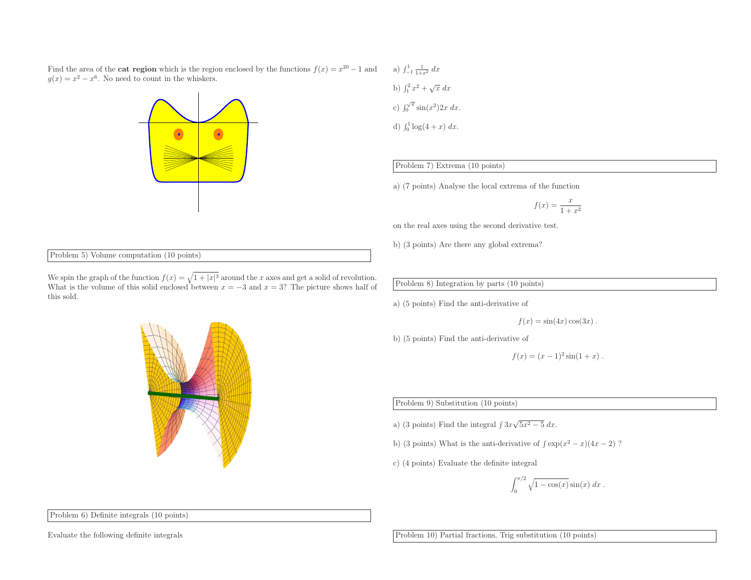Find the area of the **cat region** which is the region enclosed by the functions $f(x) = x^{20} - 1$ and $g(x) = x^2 - x^6$. No need to count in the whiskers.

## Problem 5) Volume computation (10 points)

We spin the graph of the function $f(x) = \sqrt{1 + |x|^3}$ around the $x$ axes and get a solid of revolution. What is the volume of this solid enclosed between $x = -3$ and $x = 3$? The picture shows half of this sold.

## Problem 6) Definite integrals (10 points)

Evaluate the following definite integrals

a) $\int_{-1}^{1} \frac{1}{1+x^2} \, dx$

b) $\int_1^2 x^2 + \sqrt{x} \, dx$

c) $\int_0^{\sqrt{\pi}} \sin(x^2) 2x \, dx$.

d) $\int_0^1 \log(4 + x) \, dx$.

## Problem 7) Extrema (10 points)

a) (7 points) Analyse the local extrema of the function

$$f(x) = \frac{x}{1 + x^2}$$

on the real axes using the second derivative test.

b) (3 points) Are there any global extrema?

## Problem 8) Integration by parts (10 points)

a) (5 points) Find the anti-derivative of

$$f(x) = \sin(4x)\cos(3x) .$$

b) (5 points) Find the anti-derivative of

$$f(x) = (x - 1)^2 \sin(1 + x) .$$

## Problem 9) Substitution (10 points)

a) (3 points) Find the integral $\int 3x\sqrt{5x^2 - 5} \, dx$.

b) (3 points) What is the anti-derivative of $\int \exp(x^2 - x)(4x - 2)$ ?

c) (4 points) Evaluate the definite integral

$$\int_0^{\pi/2} \sqrt{1 - \cos(x)} \sin(x) \, dx .$$

## Problem 10) Partial fractions, Trig substitution (10 points)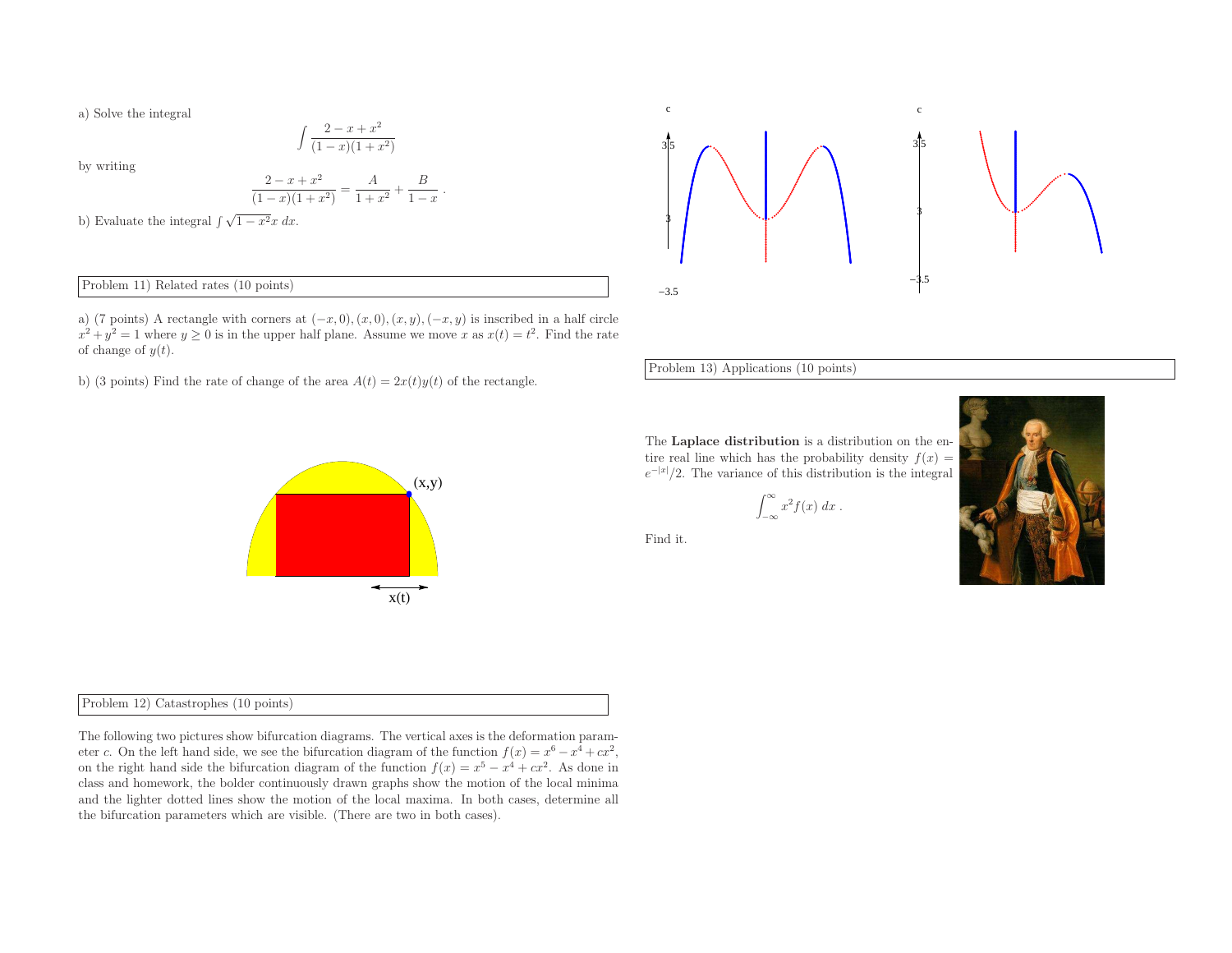a) Solve the integral

$$\int \frac{2 - x + x^2}{(1-x)(1+x^2)}$$

by writing

$$\frac{2 - x + x^2}{(1-x)(1+x^2)} = \frac{A}{1+x^2} + \frac{B}{1-x} .$$

b) Evaluate the integral $\int \sqrt{1-x^2}x \, dx$.

## Problem 11) Related rates (10 points)

a) (7 points) A rectangle with corners at $(-x,0),(x,0),(x,y),(-x,y)$ is inscribed in a half circle $x^2+y^2 = 1$ where $y \geq 0$ is in the upper half plane. Assume we move $x$ as $x(t) = t^2$. Find the rate of change of $y(t)$.

b) (3 points) Find the rate of change of the area $A(t) = 2x(t)y(t)$ of the rectangle.

(x,y)

x(t)

## Problem 12) Catastrophes (10 points)

The following two pictures show bifurcation diagrams. The vertical axes is the deformation parameter $c$. On the left hand side, we see the bifurcation diagram of the function $f(x) = x^6 - x^4 + cx^2$, on the right hand side the bifurcation diagram of the function $f(x) = x^5 - x^4 + cx^2$. As done in class and homework, the bolder continuously drawn graphs show the motion of the local minima and the lighter dotted lines show the motion of the local maxima. In both cases, determine all the bifurcation parameters which are visible. (There are two in both cases).

c

3.5

3

−3.5

c

3.5

3

−3.5

## Problem 13) Applications (10 points)

The **Laplace distribution** is a distribution on the entire real line which has the probability density $f(x) = e^{-|x|}/2$. The variance of this distribution is the integral

$$\int_{-\infty}^{\infty} x^2 f(x) \, dx .$$

Find it.